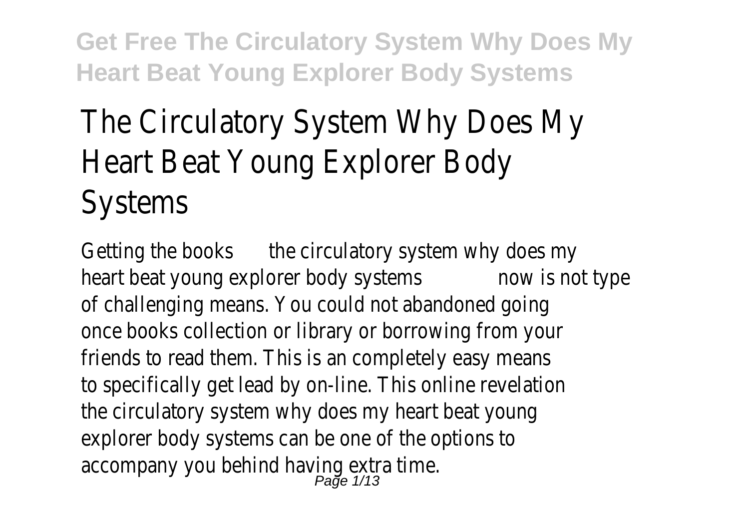# The Circulatory System Why Does My Heart Beat Young Explorer Body Systems

Getting the books **the circulatory system why does my heart beat young explorer body systems** now is not type of challenging means. You could not abandoned going once books collection or library or borrowing from your friends to read them. This is an completely easy means to specifically get lead by on-line. This online revelation the circulatory system why does my heart beat young explorer body systems can be one of the options to accompany you behind having extra time.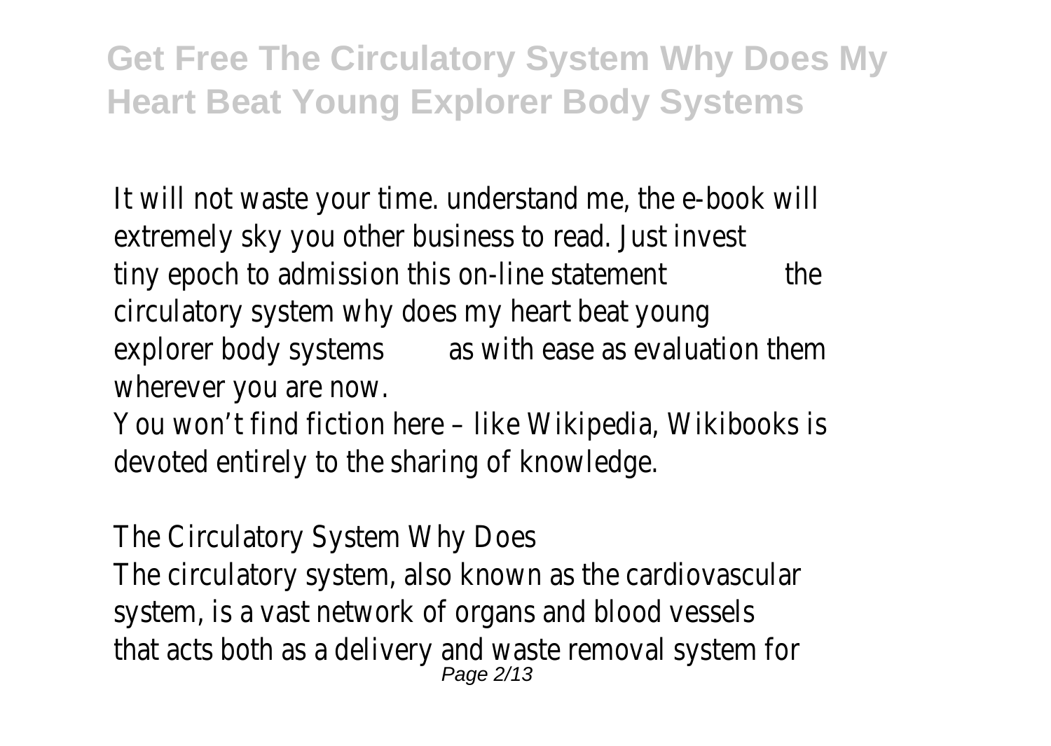It will not waste your time. understand me, the e-book will extremely sky you other business to read. Just invest tiny epoch to admission this on-line statement **the circulatory system why does my heart beat young explorer body systems** as with ease as evaluation them wherever you are now.

You won't find fiction here – like Wikipedia, Wikibooks is devoted entirely to the sharing of knowledge.

## The Circulatory System Why Does

The circulatory system, also known as the cardiovascular system, is a vast network of organs and blood vessels that acts both as a delivery and waste removal system for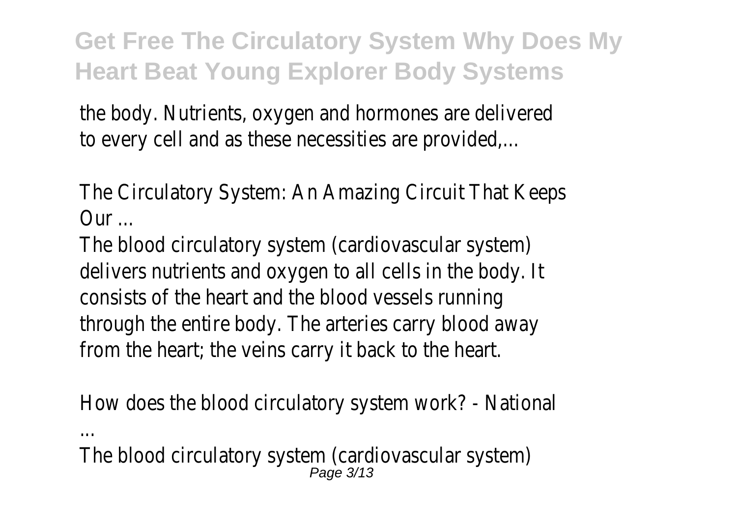the body. Nutrients, oxygen and hormones are delivered to every cell and as these necessities are provided,...

The Circulatory System: An Amazing Circuit That Keeps Our ...

The blood circulatory system (cardiovascular system) delivers nutrients and oxygen to all cells in the body. It consists of the heart and the blood vessels running through the entire body. The arteries carry blood away from the heart; the veins carry it back to the heart.

How does the blood circulatory system work? - National ...

The blood circulatory system (cardiovascular system)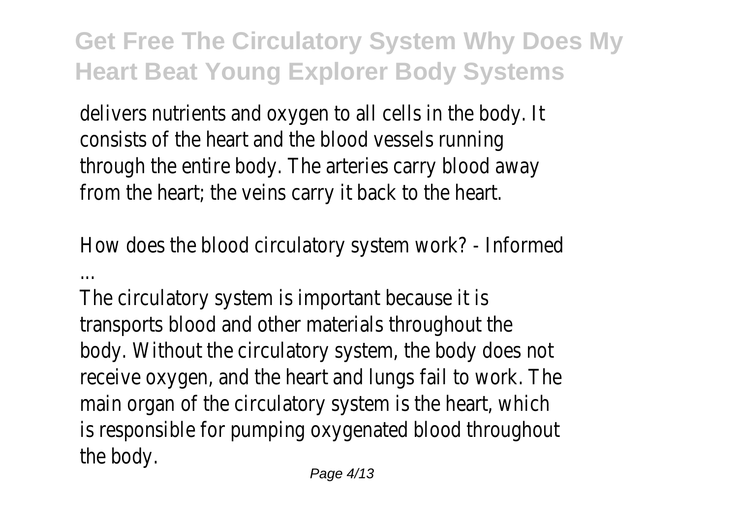delivers nutrients and oxygen to all cells in the body. It consists of the heart and the blood vessels running through the entire body. The arteries carry blood away from the heart; the veins carry it back to the heart.

How does the blood circulatory system work? - Informed ...

The circulatory system is important because it is transports blood and other materials throughout the body. Without the circulatory system, the body does not receive oxygen, and the heart and lungs fail to work. The main organ of the circulatory system is the heart, which is responsible for pumping oxygenated blood throughout the body.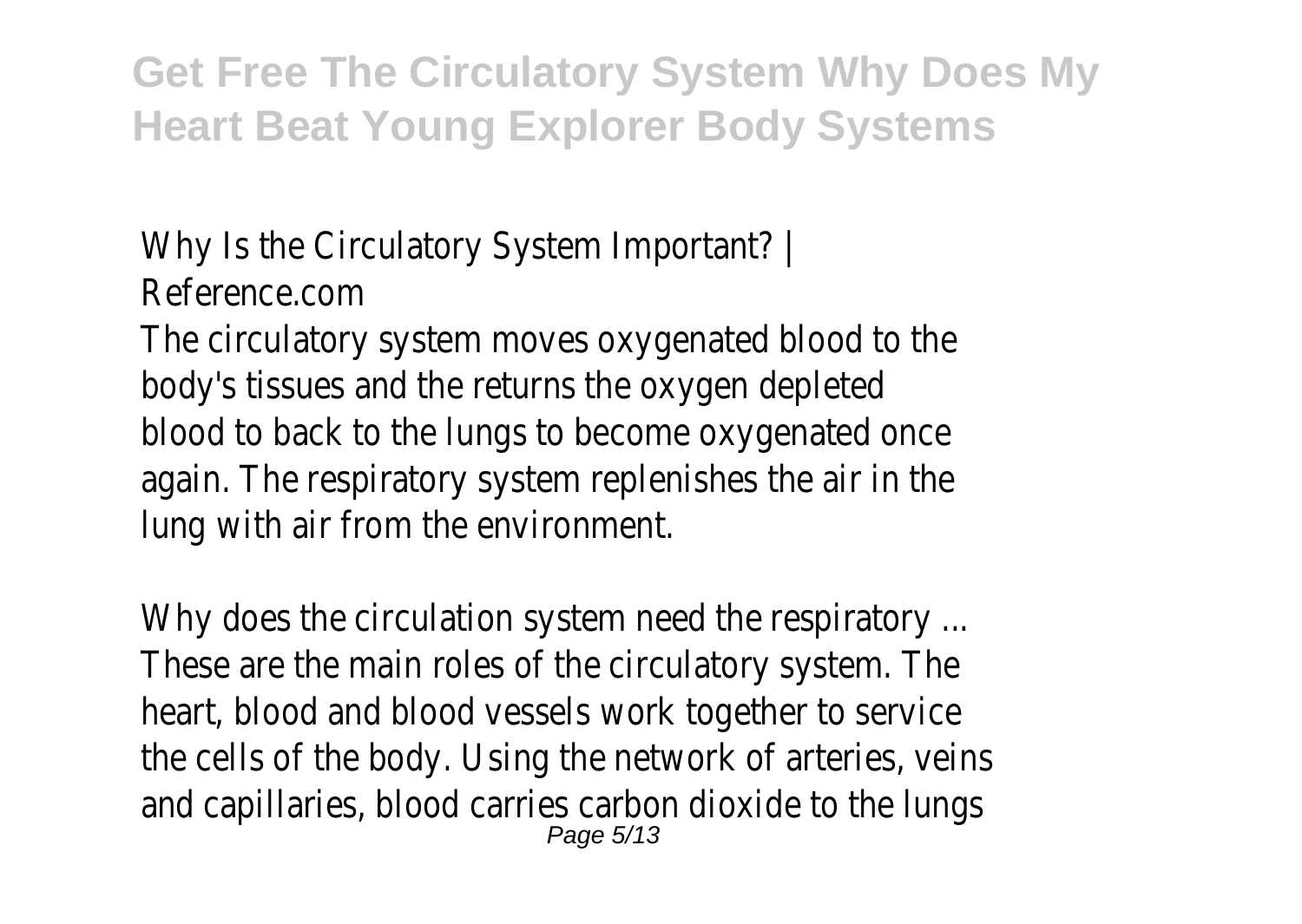Why Is the Circulatory System Important? | Reference.com

The circulatory system moves oxygenated blood to the body's tissues and the returns the oxygen depleted blood to back to the lungs to become oxygenated once again. The respiratory system replenishes the air in the lung with air from the environment.

Why does the circulation system need the respiratory ...

These are the main roles of the circulatory system. The heart, blood and blood vessels work together to service the cells of the body. Using the network of arteries, veins and capillaries, blood carries carbon dioxide to the lungs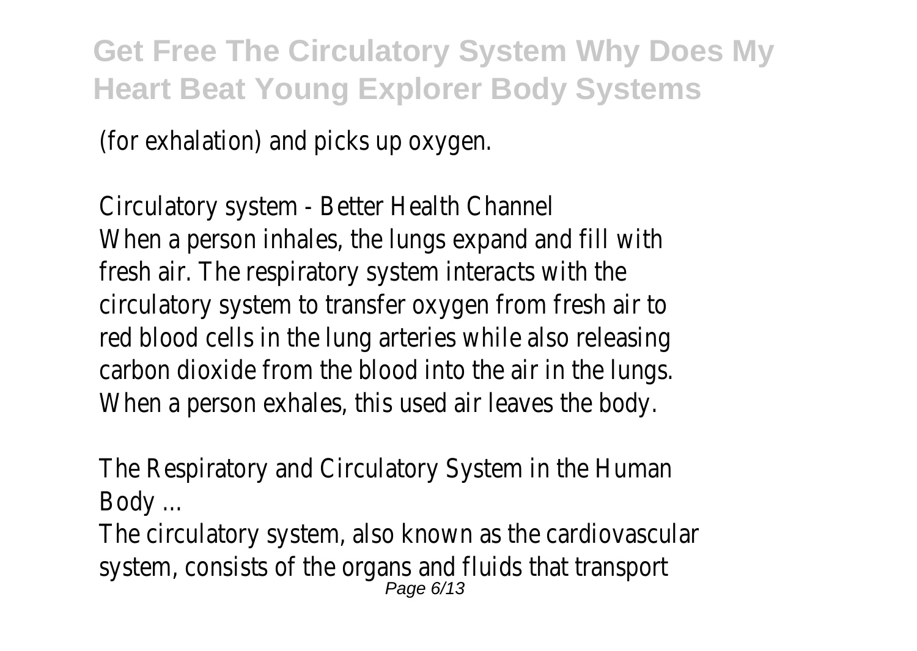(for exhalation) and picks up oxygen.

Circulatory system - Better Health Channel
When a person inhales, the lungs expand and fill with fresh air. The respiratory system interacts with the circulatory system to transfer oxygen from fresh air to red blood cells in the lung arteries while also releasing carbon dioxide from the blood into the air in the lungs. When a person exhales, this used air leaves the body.

The Respiratory and Circulatory System in the Human Body ...
The circulatory system, also known as the cardiovascular system, consists of the organs and fluids that transport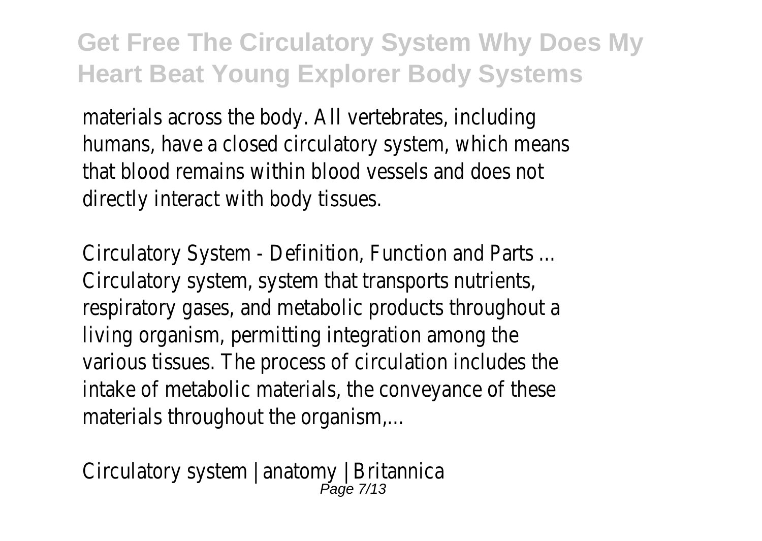materials across the body. All vertebrates, including humans, have a closed circulatory system, which means that blood remains within blood vessels and does not directly interact with body tissues.

Circulatory System - Definition, Function and Parts ...
Circulatory system, system that transports nutrients, respiratory gases, and metabolic products throughout a living organism, permitting integration among the various tissues. The process of circulation includes the intake of metabolic materials, the conveyance of these materials throughout the organism,...

Circulatory system | anatomy | Britannica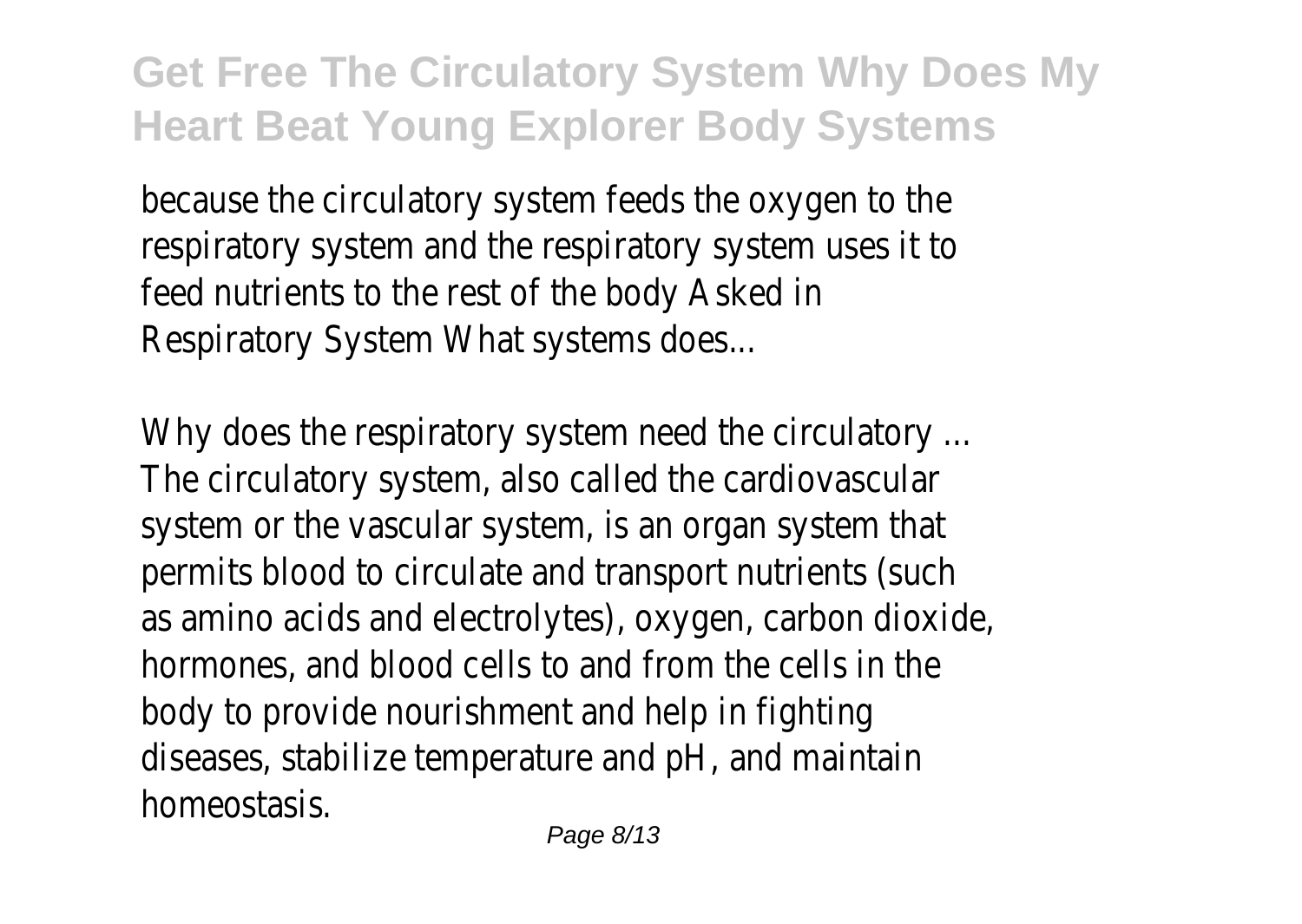because the circulatory system feeds the oxygen to the respiratory system and the respiratory system uses it to feed nutrients to the rest of the body Asked in Respiratory System What systems does...

Why does the respiratory system need the circulatory ...
The circulatory system, also called the cardiovascular system or the vascular system, is an organ system that permits blood to circulate and transport nutrients (such as amino acids and electrolytes), oxygen, carbon dioxide, hormones, and blood cells to and from the cells in the body to provide nourishment and help in fighting diseases, stabilize temperature and pH, and maintain homeostasis.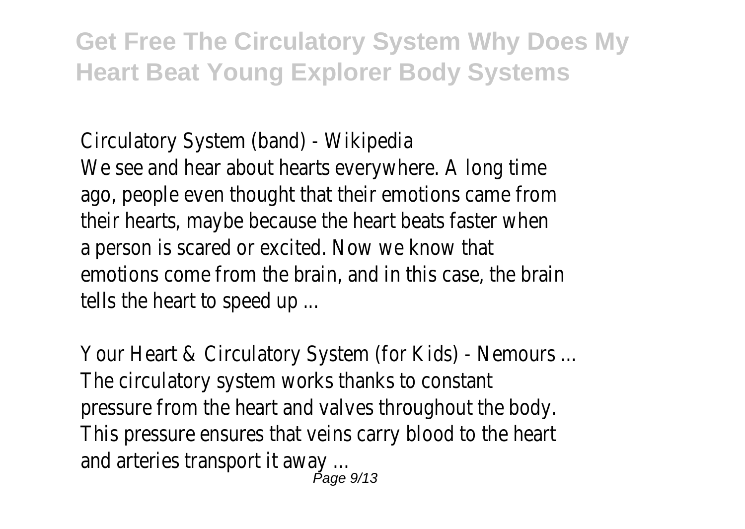Circulatory System (band) - Wikipedia

We see and hear about hearts everywhere. A long time ago, people even thought that their emotions came from their hearts, maybe because the heart beats faster when a person is scared or excited. Now we know that emotions come from the brain, and in this case, the brain tells the heart to speed up ...

Your Heart & Circulatory System (for Kids) - Nemours ...

The circulatory system works thanks to constant pressure from the heart and valves throughout the body. This pressure ensures that veins carry blood to the heart and arteries transport it away ...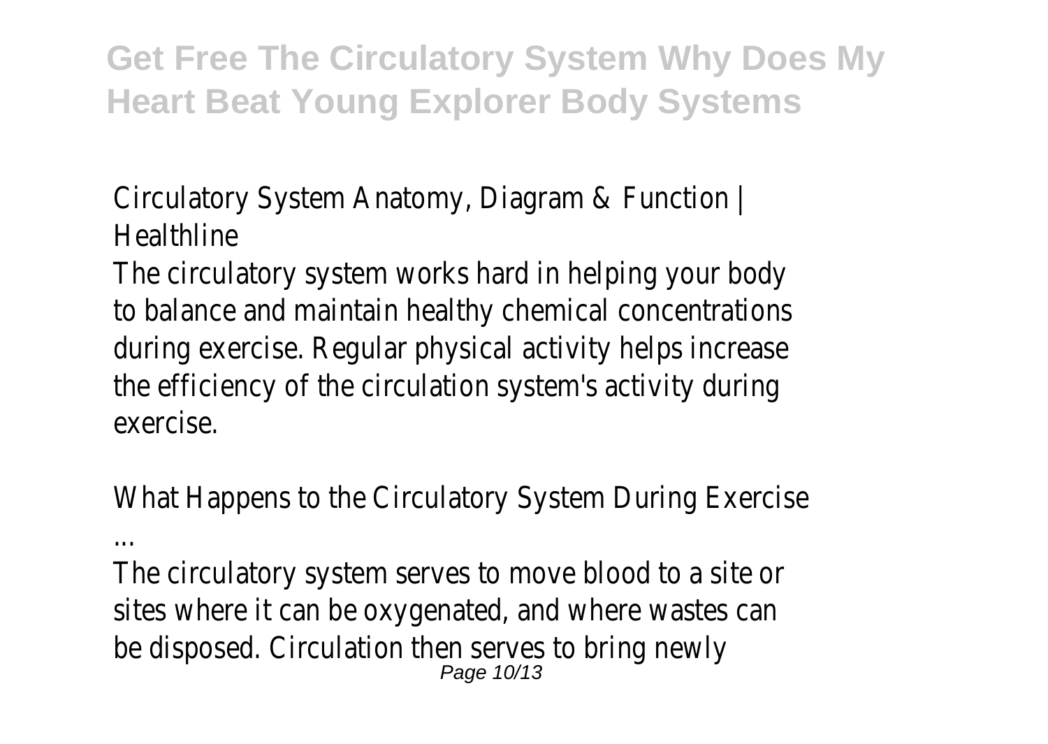Circulatory System Anatomy, Diagram & Function | Healthline

The circulatory system works hard in helping your body to balance and maintain healthy chemical concentrations during exercise. Regular physical activity helps increase the efficiency of the circulation system's activity during exercise.

What Happens to the Circulatory System During Exercise ...

The circulatory system serves to move blood to a site or sites where it can be oxygenated, and where wastes can be disposed. Circulation then serves to bring newly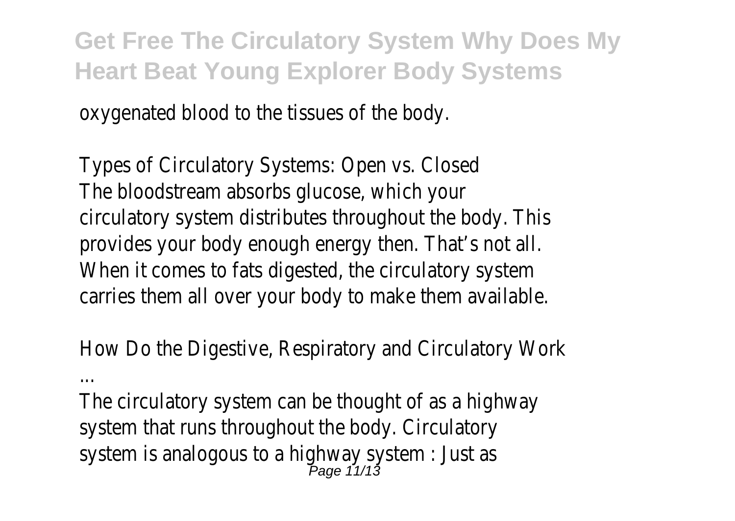oxygenated blood to the tissues of the body.

Types of Circulatory Systems: Open vs. Closed
The bloodstream absorbs glucose, which your circulatory system distributes throughout the body. This provides your body enough energy then. That's not all. When it comes to fats digested, the circulatory system carries them all over your body to make them available.

How Do the Digestive, Respiratory and Circulatory Work ...

The circulatory system can be thought of as a highway system that runs throughout the body. Circulatory system is analogous to a highway system : Just as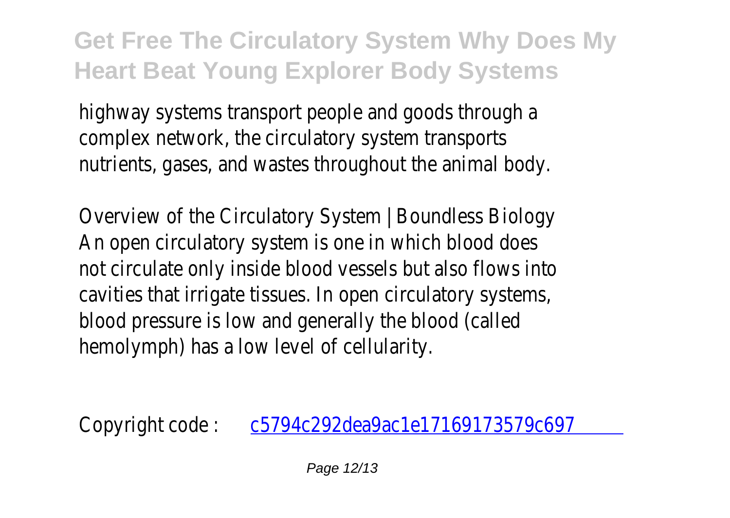highway systems transport people and goods through a complex network, the circulatory system transports nutrients, gases, and wastes throughout the animal body.

Overview of the Circulatory System | Boundless Biology

An open circulatory system is one in which blood does not circulate only inside blood vessels but also flows into cavities that irrigate tissues. In open circulatory systems, blood pressure is low and generally the blood (called hemolymph) has a low level of cellularity.

Copyright code : c5794c292dea9ac1e17169173579c697